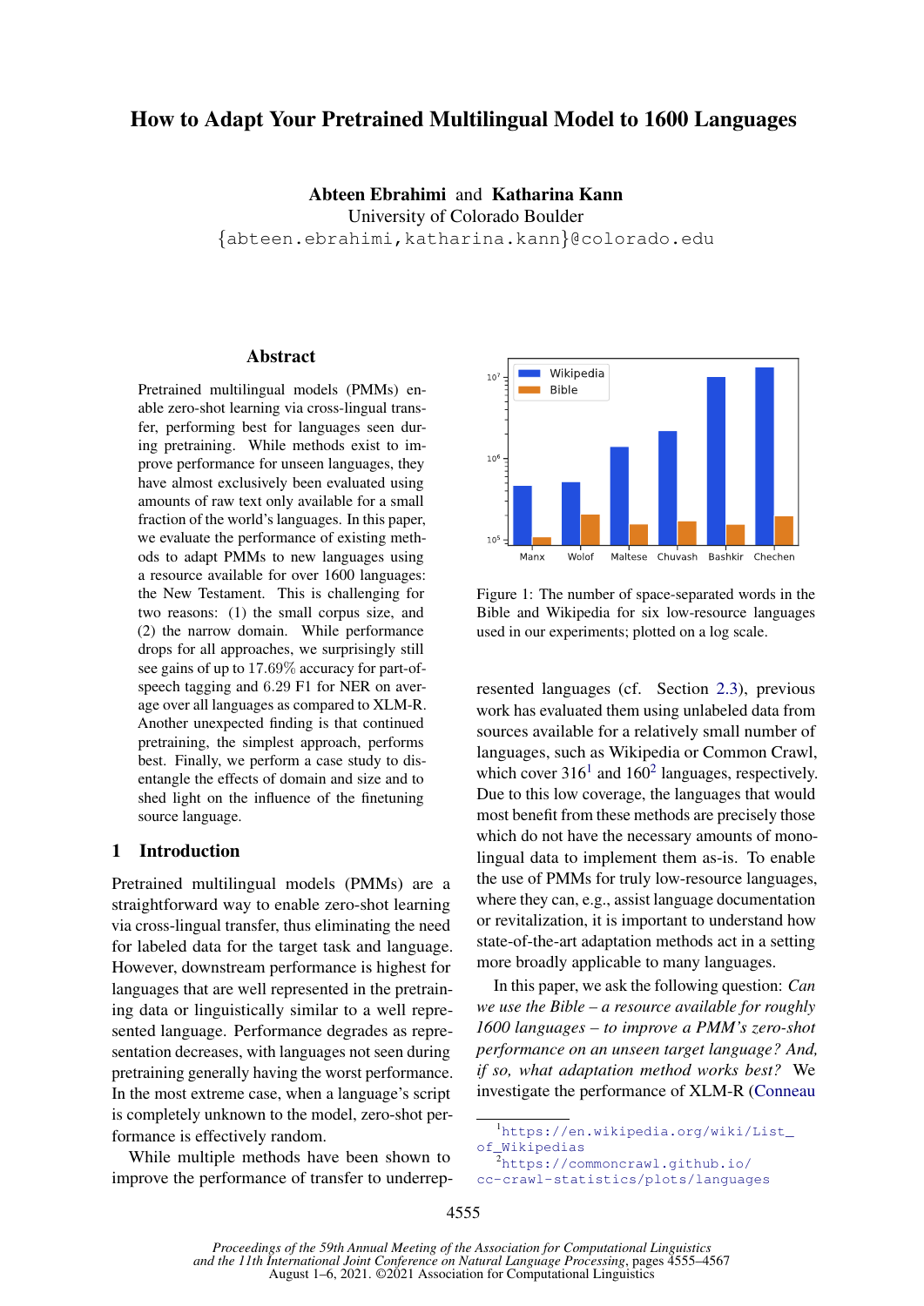# How to Adapt Your Pretrained Multilingual Model to 1600 Languages

**Abteen Ebrahimi** and **Katharina Kann**
University of Colorado Boulder
{abteen.ebrahimi,katharina.kann}@colorado.edu

## Abstract

Pretrained multilingual models (PMMs) enable zero-shot learning via cross-lingual transfer, performing best for languages seen during pretraining. While methods exist to improve performance for unseen languages, they have almost exclusively been evaluated using amounts of raw text only available for a small fraction of the world's languages. In this paper, we evaluate the performance of existing methods to adapt PMMs to new languages using a resource available for over 1600 languages: the New Testament. This is challenging for two reasons: (1) the small corpus size, and (2) the narrow domain. While performance drops for all approaches, we surprisingly still see gains of up to 17.69% accuracy for part-of-speech tagging and 6.29 F1 for NER on average over all languages as compared to XLM-R. Another unexpected finding is that continued pretraining, the simplest approach, performs best. Finally, we perform a case study to disentangle the effects of domain and size and to shed light on the influence of the finetuning source language.

## 1 Introduction

Pretrained multilingual models (PMMs) are a straightforward way to enable zero-shot learning via cross-lingual transfer, thus eliminating the need for labeled data for the target task and language. However, downstream performance is highest for languages that are well represented in the pretraining data or linguistically similar to a well represented language. Performance degrades as representation decreases, with languages not seen during pretraining generally having the worst performance. In the most extreme case, when a language's script is completely unknown to the model, zero-shot performance is effectively random.

While multiple methods have been shown to improve the performance of transfer to underrepresented languages (cf. Section 2.3), previous work has evaluated them using unlabeled data from sources available for a relatively small number of languages, such as Wikipedia or Common Crawl, which cover 316[1] and 160[2] languages, respectively. Due to this low coverage, the languages that would most benefit from these methods are precisely those which do not have the necessary amounts of monolingual data to implement them as-is. To enable the use of PMMs for truly low-resource languages, where they can, e.g., assist language documentation or revitalization, it is important to understand how state-of-the-art adaptation methods act in a setting more broadly applicable to many languages.

Figure 1: The number of space-separated words in the Bible and Wikipedia for six low-resource languages used in our experiments; plotted on a log scale.

In this paper, we ask the following question: *Can we use the Bible – a resource available for roughly 1600 languages – to improve a PMM's zero-shot performance on an unseen target language? And, if so, what adaptation method works best?* We investigate the performance of XLM-R (Conneau

[1] https://en.wikipedia.org/wiki/List_of_Wikipedias

[2] https://commoncrawl.github.io/cc-crawl-statistics/plots/languages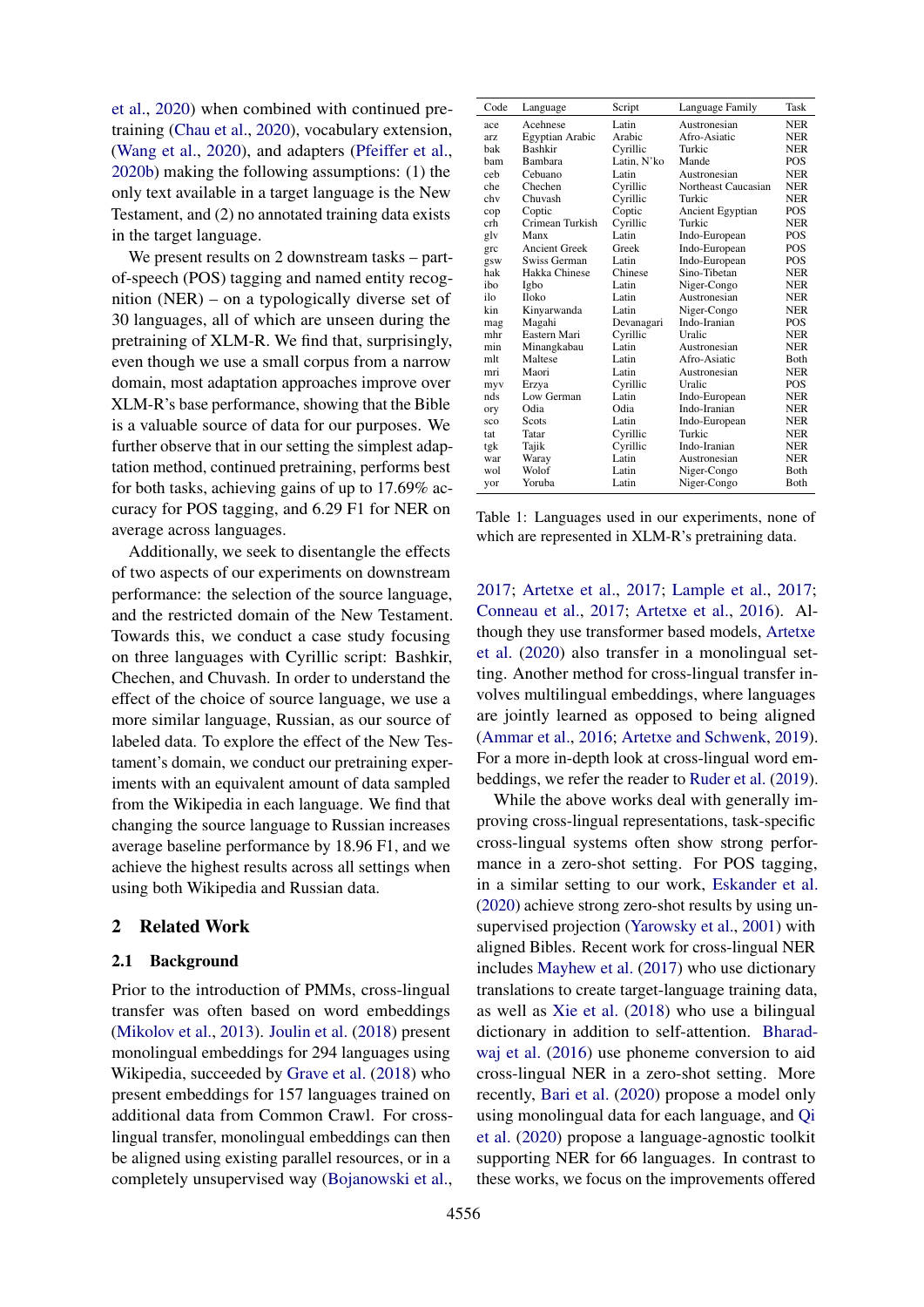et al., 2020) when combined with continued pretraining (Chau et al., 2020), vocabulary extension, (Wang et al., 2020), and adapters (Pfeiffer et al., 2020b) making the following assumptions: (1) the only text available in a target language is the New Testament, and (2) no annotated training data exists in the target language.

We present results on 2 downstream tasks – part-of-speech (POS) tagging and named entity recognition (NER) – on a typologically diverse set of 30 languages, all of which are unseen during the pretraining of XLM-R. We find that, surprisingly, even though we use a small corpus from a narrow domain, most adaptation approaches improve over XLM-R's base performance, showing that the Bible is a valuable source of data for our purposes. We further observe that in our setting the simplest adaptation method, continued pretraining, performs best for both tasks, achieving gains of up to 17.69% accuracy for POS tagging, and 6.29 F1 for NER on average across languages.

Additionally, we seek to disentangle the effects of two aspects of our experiments on downstream performance: the selection of the source language, and the restricted domain of the New Testament. Towards this, we conduct a case study focusing on three languages with Cyrillic script: Bashkir, Chechen, and Chuvash. In order to understand the effect of the choice of source language, we use a more similar language, Russian, as our source of labeled data. To explore the effect of the New Testament's domain, we conduct our pretraining experiments with an equivalent amount of data sampled from the Wikipedia in each language. We find that changing the source language to Russian increases average baseline performance by 18.96 F1, and we achieve the highest results across all settings when using both Wikipedia and Russian data.

| Code | Language | Script | Language Family | Task |
|---|---|---|---|---|
| ace | Acehnese | Latin | Austronesian | NER |
| arz | Egyptian Arabic | Arabic | Afro-Asiatic | NER |
| bak | Bashkir | Cyrillic | Turkic | NER |
| bam | Bambara | Latin, N'ko | Mande | POS |
| ceb | Cebuano | Latin | Austronesian | NER |
| che | Chechen | Cyrillic | Northeast Caucasian | NER |
| chv | Chuvash | Cyrillic | Turkic | NER |
| cop | Coptic | Coptic | Ancient Egyptian | POS |
| crh | Crimean Turkish | Cyrillic | Turkic | NER |
| glv | Manx | Latin | Indo-European | POS |
| grc | Ancient Greek | Greek | Indo-European | POS |
| gsw | Swiss German | Latin | Indo-European | POS |
| hak | Hakka Chinese | Chinese | Sino-Tibetan | NER |
| ibo | Igbo | Latin | Niger-Congo | NER |
| ilo | Iloko | Latin | Austronesian | NER |
| kin | Kinyarwanda | Latin | Niger-Congo | NER |
| mag | Magahi | Devanagari | Indo-Iranian | POS |
| mhr | Eastern Mari | Cyrillic | Uralic | NER |
| min | Minangkabau | Latin | Austronesian | NER |
| mlt | Maltese | Latin | Afro-Asiatic | Both |
| mri | Maori | Latin | Austronesian | NER |
| myv | Erzya | Cyrillic | Uralic | POS |
| nds | Low German | Latin | Indo-European | NER |
| ory | Odia | Odia | Indo-Iranian | NER |
| sco | Scots | Latin | Indo-European | NER |
| tat | Tatar | Cyrillic | Turkic | NER |
| tgk | Tajik | Cyrillic | Indo-Iranian | NER |
| war | Waray | Latin | Austronesian | NER |
| wol | Wolof | Latin | Niger-Congo | Both |
| yor | Yoruba | Latin | Niger-Congo | Both |

Table 1: Languages used in our experiments, none of which are represented in XLM-R's pretraining data.

## 2 Related Work

### 2.1 Background

Prior to the introduction of PMMs, cross-lingual transfer was often based on word embeddings (Mikolov et al., 2013). Joulin et al. (2018) present monolingual embeddings for 294 languages using Wikipedia, succeeded by Grave et al. (2018) who present embeddings for 157 languages trained on additional data from Common Crawl. For cross-lingual transfer, monolingual embeddings can then be aligned using existing parallel resources, or in a completely unsupervised way (Bojanowski et al., 2017; Artetxe et al., 2017; Lample et al., 2017; Conneau et al., 2017; Artetxe et al., 2016). Although they use transformer based models, Artetxe et al. (2020) also transfer in a monolingual setting. Another method for cross-lingual transfer involves multilingual embeddings, where languages are jointly learned as opposed to being aligned (Ammar et al., 2016; Artetxe and Schwenk, 2019). For a more in-depth look at cross-lingual word embeddings, we refer the reader to Ruder et al. (2019).

While the above works deal with generally improving cross-lingual representations, task-specific cross-lingual systems often show strong performance in a zero-shot setting. For POS tagging, in a similar setting to our work, Eskander et al. (2020) achieve strong zero-shot results by using unsupervised projection (Yarowsky et al., 2001) with aligned Bibles. Recent work for cross-lingual NER includes Mayhew et al. (2017) who use dictionary translations to create target-language training data, as well as Xie et al. (2018) who use a bilingual dictionary in addition to self-attention. Bharadwaj et al. (2016) use phoneme conversion to aid cross-lingual NER in a zero-shot setting. More recently, Bari et al. (2020) propose a model only using monolingual data for each language, and Qi et al. (2020) propose a language-agnostic toolkit supporting NER for 66 languages. In contrast to these works, we focus on the improvements offered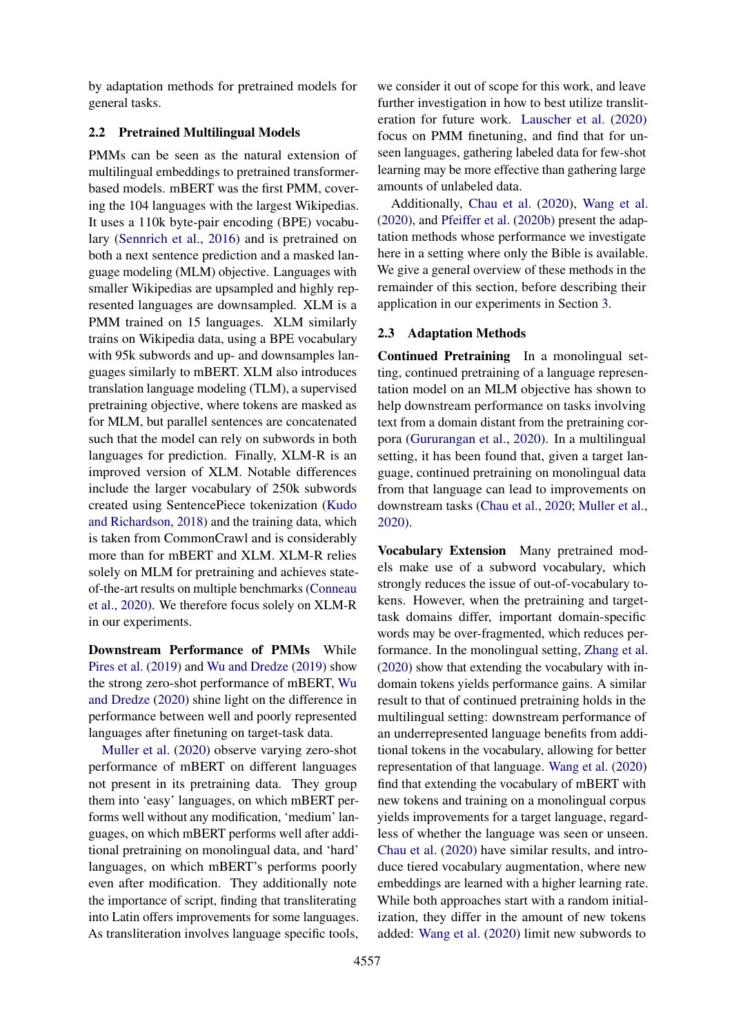by adaptation methods for pretrained models for general tasks.

### 2.2 Pretrained Multilingual Models

PMMs can be seen as the natural extension of multilingual embeddings to pretrained transformer-based models. mBERT was the first PMM, covering the 104 languages with the largest Wikipedias. It uses a 110k byte-pair encoding (BPE) vocabulary (Sennrich et al., 2016) and is pretrained on both a next sentence prediction and a masked language modeling (MLM) objective. Languages with smaller Wikipedias are upsampled and highly represented languages are downsampled. XLM is a PMM trained on 15 languages. XLM similarly trains on Wikipedia data, using a BPE vocabulary with 95k subwords and up- and downsamples languages similarly to mBERT. XLM also introduces translation language modeling (TLM), a supervised pretraining objective, where tokens are masked as for MLM, but parallel sentences are concatenated such that the model can rely on subwords in both languages for prediction. Finally, XLM-R is an improved version of XLM. Notable differences include the larger vocabulary of 250k subwords created using SentencePiece tokenization (Kudo and Richardson, 2018) and the training data, which is taken from CommonCrawl and is considerably more than for mBERT and XLM. XLM-R relies solely on MLM for pretraining and achieves state-of-the-art results on multiple benchmarks (Conneau et al., 2020). We therefore focus solely on XLM-R in our experiments.

**Downstream Performance of PMMs** While Pires et al. (2019) and Wu and Dredze (2019) show the strong zero-shot performance of mBERT, Wu and Dredze (2020) shine light on the difference in performance between well and poorly represented languages after finetuning on target-task data.

Muller et al. (2020) observe varying zero-shot performance of mBERT on different languages not present in its pretraining data. They group them into 'easy' languages, on which mBERT performs well without any modification, 'medium' languages, on which mBERT performs well after additional pretraining on monolingual data, and 'hard' languages, on which mBERT's performs poorly even after modification. They additionally note the importance of script, finding that transliterating into Latin offers improvements for some languages. As transliteration involves language specific tools, we consider it out of scope for this work, and leave further investigation in how to best utilize transliteration for future work. Lauscher et al. (2020) focus on PMM finetuning, and find that for unseen languages, gathering labeled data for few-shot learning may be more effective than gathering large amounts of unlabeled data.

Additionally, Chau et al. (2020), Wang et al. (2020), and Pfeiffer et al. (2020b) present the adaptation methods whose performance we investigate here in a setting where only the Bible is available. We give a general overview of these methods in the remainder of this section, before describing their application in our experiments in Section 3.

### 2.3 Adaptation Methods

**Continued Pretraining** In a monolingual setting, continued pretraining of a language representation model on an MLM objective has shown to help downstream performance on tasks involving text from a domain distant from the pretraining corpora (Gururangan et al., 2020). In a multilingual setting, it has been found that, given a target language, continued pretraining on monolingual data from that language can lead to improvements on downstream tasks (Chau et al., 2020; Muller et al., 2020).

**Vocabulary Extension** Many pretrained models make use of a subword vocabulary, which strongly reduces the issue of out-of-vocabulary tokens. However, when the pretraining and target-task domains differ, important domain-specific words may be over-fragmented, which reduces performance. In the monolingual setting, Zhang et al. (2020) show that extending the vocabulary with in-domain tokens yields performance gains. A similar result to that of continued pretraining holds in the multilingual setting: downstream performance of an underrepresented language benefits from additional tokens in the vocabulary, allowing for better representation of that language. Wang et al. (2020) find that extending the vocabulary of mBERT with new tokens and training on a monolingual corpus yields improvements for a target language, regardless of whether the language was seen or unseen. Chau et al. (2020) have similar results, and introduce tiered vocabulary augmentation, where new embeddings are learned with a higher learning rate. While both approaches start with a random initialization, they differ in the amount of new tokens added: Wang et al. (2020) limit new subwords to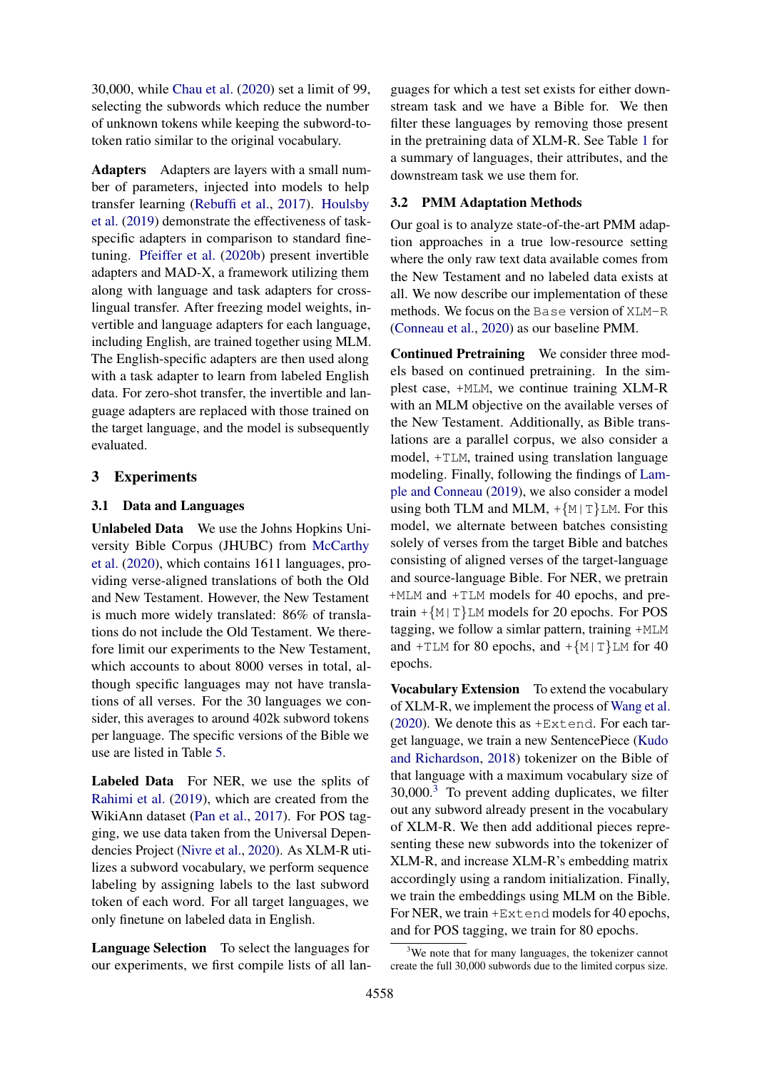30,000, while Chau et al. (2020) set a limit of 99, selecting the subwords which reduce the number of unknown tokens while keeping the subword-to-token ratio similar to the original vocabulary.

**Adapters** Adapters are layers with a small number of parameters, injected into models to help transfer learning (Rebuffi et al., 2017). Houlsby et al. (2019) demonstrate the effectiveness of task-specific adapters in comparison to standard finetuning. Pfeiffer et al. (2020b) present invertible adapters and MAD-X, a framework utilizing them along with language and task adapters for cross-lingual transfer. After freezing model weights, invertible and language adapters for each language, including English, are trained together using MLM. The English-specific adapters are then used along with a task adapter to learn from labeled English data. For zero-shot transfer, the invertible and language adapters are replaced with those trained on the target language, and the model is subsequently evaluated.

## 3 Experiments

### 3.1 Data and Languages

**Unlabeled Data** We use the Johns Hopkins University Bible Corpus (JHUBC) from McCarthy et al. (2020), which contains 1611 languages, providing verse-aligned translations of both the Old and New Testament. However, the New Testament is much more widely translated: 86% of translations do not include the Old Testament. We therefore limit our experiments to the New Testament, which accounts to about 8000 verses in total, although specific languages may not have translations of all verses. For the 30 languages we consider, this averages to around 402k subword tokens per language. The specific versions of the Bible we use are listed in Table 5.

**Labeled Data** For NER, we use the splits of Rahimi et al. (2019), which are created from the WikiAnn dataset (Pan et al., 2017). For POS tagging, we use data taken from the Universal Dependencies Project (Nivre et al., 2020). As XLM-R utilizes a subword vocabulary, we perform sequence labeling by assigning labels to the last subword token of each word. For all target languages, we only finetune on labeled data in English.

**Language Selection** To select the languages for our experiments, we first compile lists of all languages for which a test set exists for either downstream task and we have a Bible for. We then filter these languages by removing those present in the pretraining data of XLM-R. See Table 1 for a summary of languages, their attributes, and the downstream task we use them for.

### 3.2 PMM Adaptation Methods

Our goal is to analyze state-of-the-art PMM adaptation approaches in a true low-resource setting where the only raw text data available comes from the New Testament and no labeled data exists at all. We now describe our implementation of these methods. We focus on the `Base` version of `XLM-R` (Conneau et al., 2020) as our baseline PMM.

**Continued Pretraining** We consider three models based on continued pretraining. In the simplest case, `+MLM`, we continue training XLM-R with an MLM objective on the available verses of the New Testament. Additionally, as Bible translations are a parallel corpus, we also consider a model, `+TLM`, trained using translation language modeling. Finally, following the findings of Lample and Conneau (2019), we also consider a model using both TLM and MLM, `+{M|T}LM`. For this model, we alternate between batches consisting solely of verses from the target Bible and batches consisting of aligned verses of the target-language and source-language Bible. For NER, we pretrain `+MLM` and `+TLM` models for 40 epochs, and pretrain `+{M|T}LM` models for 20 epochs. For POS tagging, we follow a simlar pattern, training `+MLM` and `+TLM` for 80 epochs, and `+{M|T}LM` for 40 epochs.

**Vocabulary Extension** To extend the vocabulary of XLM-R, we implement the process of Wang et al. (2020). We denote this as `+Extend`. For each target language, we train a new SentencePiece (Kudo and Richardson, 2018) tokenizer on the Bible of that language with a maximum vocabulary size of 30,000.[3] To prevent adding duplicates, we filter out any subword already present in the vocabulary of XLM-R. We then add additional pieces representing these new subwords into the tokenizer of XLM-R, and increase XLM-R's embedding matrix accordingly using a random initialization. Finally, we train the embeddings using MLM on the Bible. For NER, we train `+Extend` models for 40 epochs, and for POS tagging, we train for 80 epochs.

[3]We note that for many languages, the tokenizer cannot create the full 30,000 subwords due to the limited corpus size.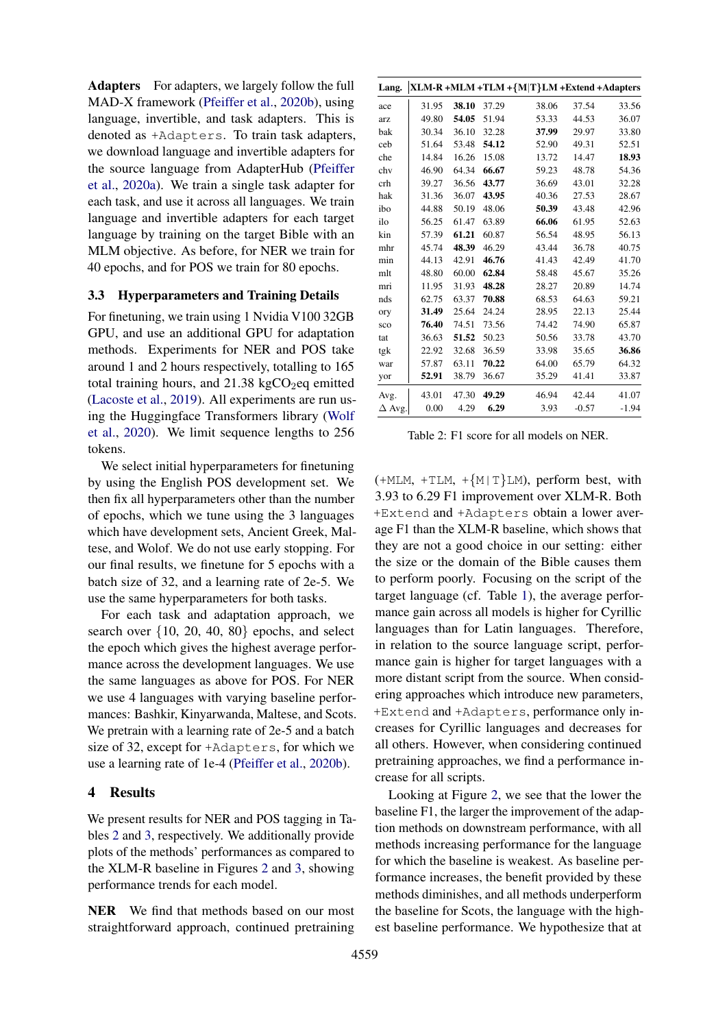**Adapters** For adapters, we largely follow the full MAD-X framework (Pfeiffer et al., 2020b), using language, invertible, and task adapters. This is denoted as +Adapters. To train task adapters, we download language and invertible adapters for the source language from AdapterHub (Pfeiffer et al., 2020a). We train a single task adapter for each task, and use it across all languages. We train language and invertible adapters for each target language by training on the target Bible with an MLM objective. As before, for NER we train for 40 epochs, and for POS we train for 80 epochs.

### 3.3 Hyperparameters and Training Details

For finetuning, we train using 1 Nvidia V100 32GB GPU, and use an additional GPU for adaptation methods. Experiments for NER and POS take around 1 and 2 hours respectively, totalling to 165 total training hours, and 21.38 $kgCO_2eq$ emitted (Lacoste et al., 2019). All experiments are run using the Huggingface Transformers library (Wolf et al., 2020). We limit sequence lengths to 256 tokens.

We select initial hyperparameters for finetuning by using the English POS development set. We then fix all hyperparameters other than the number of epochs, which we tune using the 3 languages which have development sets, Ancient Greek, Maltese, and Wolof. We do not use early stopping. For our final results, we finetune for 5 epochs with a batch size of 32, and a learning rate of 2e-5. We use the same hyperparameters for both tasks.

For each task and adaptation approach, we search over {10, 20, 40, 80} epochs, and select the epoch which gives the highest average performance across the development languages. We use the same languages as above for POS. For NER we use 4 languages with varying baseline performances: Bashkir, Kinyarwanda, Maltese, and Scots. We pretrain with a learning rate of 2e-5 and a batch size of 32, except for +Adapters, for which we use a learning rate of 1e-4 (Pfeiffer et al., 2020b).

## 4 Results

We present results for NER and POS tagging in Tables 2 and 3, respectively. We additionally provide plots of the methods' performances as compared to the XLM-R baseline in Figures 2 and 3, showing performance trends for each model.

| Lang. | XLM-R | +MLM | +TLM | +{M\|T}LM | +Extend | +Adapters |
|---|---|---|---|---|---|---|
| ace | 31.95 | **38.10** | 37.29 | 38.06 | 37.54 | 33.56 |
| arz | 49.80 | **54.05** | 51.94 | 53.33 | 44.53 | 36.07 |
| bak | 30.34 | 36.10 | 32.28 | **37.99** | 29.97 | 33.80 |
| ceb | 51.64 | 53.48 | **54.12** | 52.90 | 49.31 | 52.51 |
| che | 14.84 | 16.26 | 15.08 | 13.72 | 14.47 | **18.93** |
| chv | 46.90 | 64.34 | **66.67** | 59.23 | 48.78 | 54.36 |
| crh | 39.27 | 36.56 | **43.77** | 36.69 | 43.01 | 32.28 |
| hak | 31.36 | 36.07 | **43.95** | 40.36 | 27.53 | 28.67 |
| ibo | 44.88 | 50.19 | 48.06 | **50.39** | 43.48 | 42.96 |
| ilo | 56.25 | 61.47 | 63.89 | **66.06** | 61.95 | 52.63 |
| kin | 57.39 | **61.21** | 60.87 | 56.54 | 48.95 | 56.13 |
| mhr | 45.74 | **48.39** | 46.29 | 43.44 | 36.78 | 40.75 |
| min | 44.13 | 42.91 | **46.76** | 41.43 | 42.49 | 41.70 |
| mlt | 48.80 | 60.00 | **62.84** | 58.48 | 45.67 | 35.26 |
| mri | 11.95 | 31.93 | **48.28** | 28.27 | 20.89 | 14.74 |
| nds | 62.75 | 63.37 | **70.88** | 68.53 | 64.63 | 59.21 |
| ory | **31.49** | 25.64 | 24.24 | 28.95 | 22.13 | 25.44 |
| sco | **76.40** | 74.51 | 73.56 | 74.42 | 74.90 | 65.87 |
| tat | 36.63 | **51.52** | 50.23 | 50.56 | 33.78 | 43.70 |
| tgk | 22.92 | 32.68 | 36.59 | 33.98 | 35.65 | **36.86** |
| war | 57.87 | 63.11 | **70.22** | 64.00 | 65.79 | 64.32 |
| yor | **52.91** | 38.79 | 36.67 | 35.29 | 41.41 | 33.87 |
| Avg. | 43.01 | 47.30 | **49.29** | 46.94 | 42.44 | 41.07 |
| Δ Avg. | 0.00 | 4.29 | **6.29** | 3.93 | -0.57 | -1.94 |

Table 2: F1 score for all models on NER.

**NER** We find that methods based on our most straightforward approach, continued pretraining (+MLM, +TLM, +{M|T}LM), perform best, with 3.93 to 6.29 F1 improvement over XLM-R. Both +Extend and +Adapters obtain a lower average F1 than the XLM-R baseline, which shows that they are not a good choice in our setting: either the size or the domain of the Bible causes them to perform poorly. Focusing on the script of the target language (cf. Table 1), the average performance gain across all models is higher for Cyrillic languages than for Latin languages. Therefore, in relation to the source language script, performance gain is higher for target languages with a more distant script from the source. When considering approaches which introduce new parameters, +Extend and +Adapters, performance only increases for Cyrillic languages and decreases for all others. However, when considering continued pretraining approaches, we find a performance increase for all scripts.

Looking at Figure 2, we see that the lower the baseline F1, the larger the improvement of the adaptation methods on downstream performance, with all methods increasing performance for the language for which the baseline is weakest. As baseline performance increases, the benefit provided by these methods diminishes, and all methods underperform the baseline for Scots, the language with the highest baseline performance. We hypothesize that at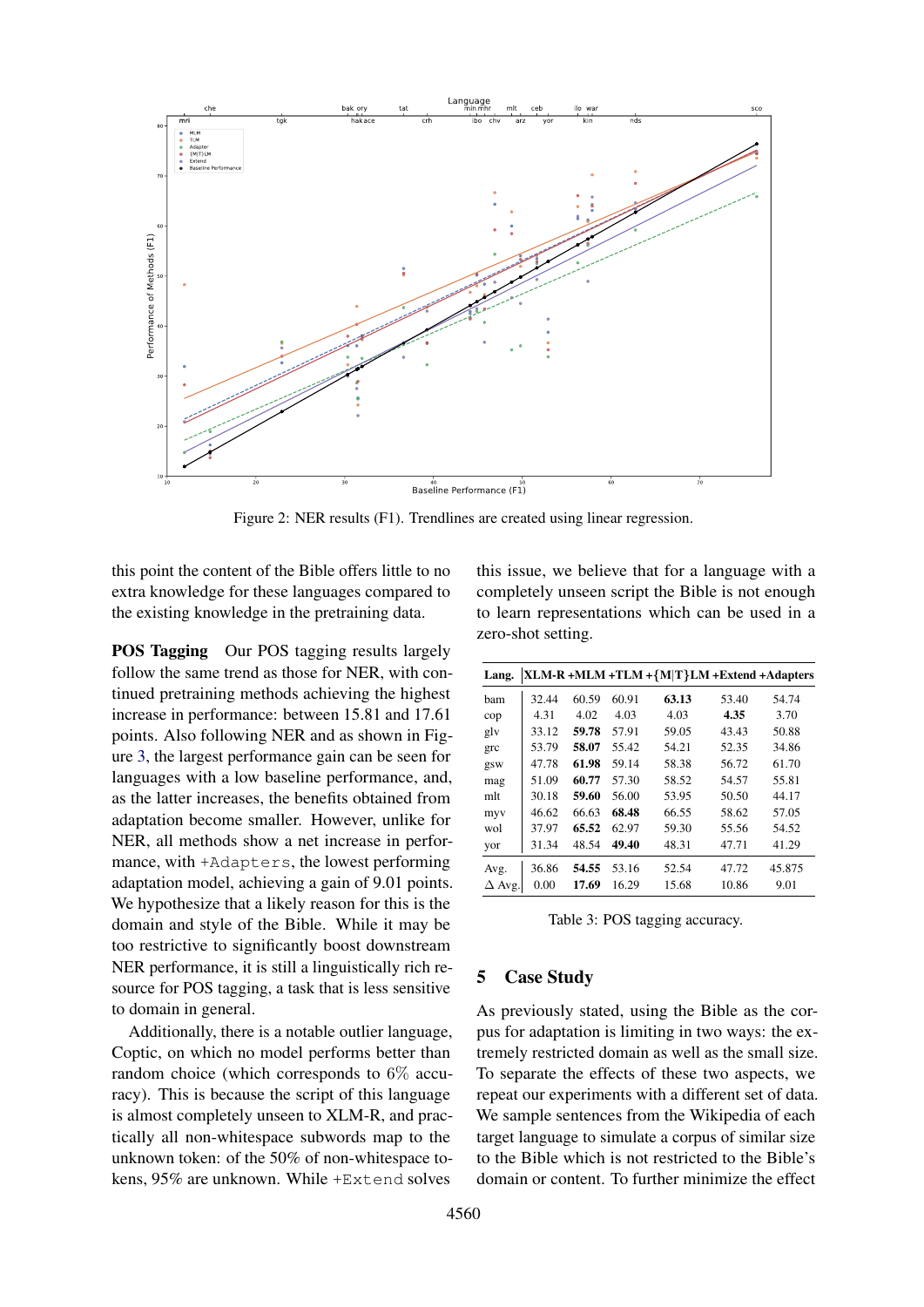Figure 2: NER results (F1). Trendlines are created using linear regression.

this point the content of the Bible offers little to no extra knowledge for these languages compared to the existing knowledge in the pretraining data.

**POS Tagging** Our POS tagging results largely follow the same trend as those for NER, with continued pretraining methods achieving the highest increase in performance: between 15.81 and 17.61 points. Also following NER and as shown in Figure 3, the largest performance gain can be seen for languages with a low baseline performance, and, as the latter increases, the benefits obtained from adaptation become smaller. However, unlike for NER, all methods show a net increase in performance, with +Adapters, the lowest performing adaptation model, achieving a gain of 9.01 points. We hypothesize that a likely reason for this is the domain and style of the Bible. While it may be too restrictive to significantly boost downstream NER performance, it is still a linguistically rich resource for POS tagging, a task that is less sensitive to domain in general.

Additionally, there is a notable outlier language, Coptic, on which no model performs better than random choice (which corresponds to 6% accuracy). This is because the script of this language is almost completely unseen to XLM-R, and practically all non-whitespace subwords map to the unknown token: of the 50% of non-whitespace tokens, 95% are unknown. While +Extend solves this issue, we believe that for a language with a completely unseen script the Bible is not enough to learn representations which can be used in a zero-shot setting.

| Lang. | XLM-R | +MLM | +TLM | +{M\|T}LM | +Extend | +Adapters |
|---|---|---|---|---|---|---|
| bam | 32.44 | 60.59 | 60.91 | **63.13** | 53.40 | 54.74 |
| cop | 4.31 | 4.02 | 4.03 | 4.03 | **4.35** | 3.70 |
| glv | 33.12 | **59.78** | 57.91 | 59.05 | 43.43 | 50.88 |
| grc | 53.79 | **58.07** | 55.42 | 54.21 | 52.35 | 34.86 |
| gsw | 47.78 | **61.98** | 59.14 | 58.38 | 56.72 | 61.70 |
| mag | 51.09 | **60.77** | 57.30 | 58.52 | 54.57 | 55.81 |
| mlt | 30.18 | **59.60** | 56.00 | 53.95 | 50.50 | 44.17 |
| myv | 46.62 | 66.63 | **68.48** | 66.55 | 58.62 | 57.05 |
| wol | 37.97 | **65.52** | 62.97 | 59.30 | 55.56 | 54.52 |
| yor | 31.34 | 48.54 | **49.40** | 48.31 | 47.71 | 41.29 |
| Avg. | 36.86 | **54.55** | 53.16 | 52.54 | 47.72 | 45.875 |
| Δ Avg. | 0.00 | **17.69** | 16.29 | 15.68 | 10.86 | 9.01 |

Table 3: POS tagging accuracy.

## 5 Case Study

As previously stated, using the Bible as the corpus for adaptation is limiting in two ways: the extremely restricted domain as well as the small size. To separate the effects of these two aspects, we repeat our experiments with a different set of data. We sample sentences from the Wikipedia of each target language to simulate a corpus of similar size to the Bible which is not restricted to the Bible's domain or content. To further minimize the effect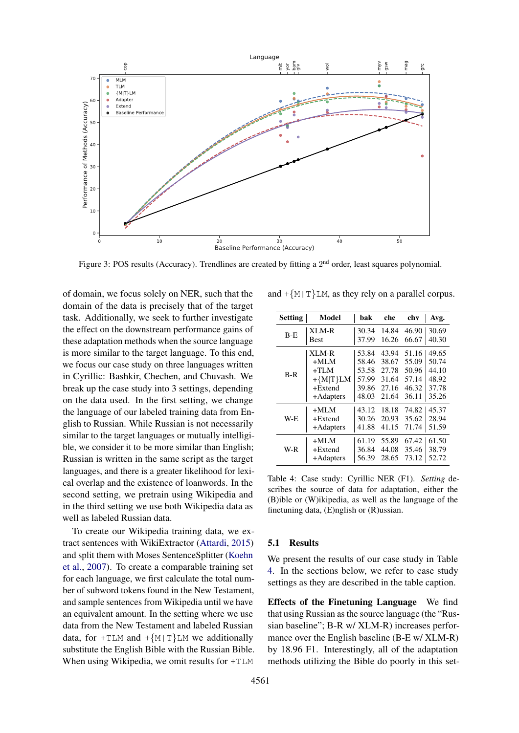Figure 3: POS results (Accuracy). Trendlines are created by fitting a 2[nd] order, least squares polynomial.

of domain, we focus solely on NER, such that the domain of the data is precisely that of the target task. Additionally, we seek to further investigate the effect on the downstream performance gains of these adaptation methods when the source language is more similar to the target language. To this end, we focus our case study on three languages written in Cyrillic: Bashkir, Chechen, and Chuvash. We break up the case study into 3 settings, depending on the data used. In the first setting, we change the language of our labeled training data from English to Russian. While Russian is not necessarily similar to the target languages or mutually intelligible, we consider it to be more similar than English; Russian is written in the same script as the target languages, and there is a greater likelihood for lexical overlap and the existence of loanwords. In the second setting, we pretrain using Wikipedia and in the third setting we use both Wikipedia data as well as labeled Russian data.

To create our Wikipedia training data, we extract sentences with WikiExtractor (Attardi, 2015) and split them with Moses SentenceSplitter (Koehn et al., 2007). To create a comparable training set for each language, we first calculate the total number of subword tokens found in the New Testament, and sample sentences from Wikipedia until we have an equivalent amount. In the setting where we use data from the New Testament and labeled Russian data, for +TLM and +{M|T}LM we additionally substitute the English Bible with the Russian Bible. When using Wikipedia, we omit results for +TLM and +{M|T}LM, as they rely on a parallel corpus.

| Setting | Model | bak | che | chv | Avg. |
|---|---|---|---|---|---|
| B-E | XLM-R | 30.34 | 14.84 | 46.90 | 30.69 |
| | Best | 37.99 | 16.26 | 66.67 | 40.30 |
| B-R | XLM-R | 53.84 | 43.94 | 51.16 | 49.65 |
| | +MLM | 58.46 | 38.67 | 55.09 | 50.74 |
| | +TLM | 53.58 | 27.78 | 50.96 | 44.10 |
| | +{M\|T}LM | 57.99 | 31.64 | 57.14 | 48.92 |
| | +Extend | 39.86 | 27.16 | 46.32 | 37.78 |
| | +Adapters | 48.03 | 21.64 | 36.11 | 35.26 |
| W-E | +MLM | 43.12 | 18.18 | 74.82 | 45.37 |
| | +Extend | 30.26 | 20.93 | 35.62 | 28.94 |
| | +Adapters | 41.88 | 41.15 | 71.74 | 51.59 |
| W-R | +MLM | 61.19 | 55.89 | 67.42 | 61.50 |
| | +Extend | 36.84 | 44.08 | 35.46 | 38.79 |
| | +Adapters | 56.39 | 28.65 | 73.12 | 52.72 |

Table 4: Case study: Cyrillic NER (F1). *Setting* describes the source of data for adaptation, either the (B)ible or (W)ikipedia, as well as the language of the finetuning data, (E)nglish or (R)ussian.

## 5.1 Results

We present the results of our case study in Table 4. In the sections below, we refer to case study settings as they are described in the table caption.

**Effects of the Finetuning Language** We find that using Russian as the source language (the "Russian baseline"; B-R w/ XLM-R) increases performance over the English baseline (B-E w/ XLM-R) by 18.96 F1. Interestingly, all of the adaptation methods utilizing the Bible do poorly in this set-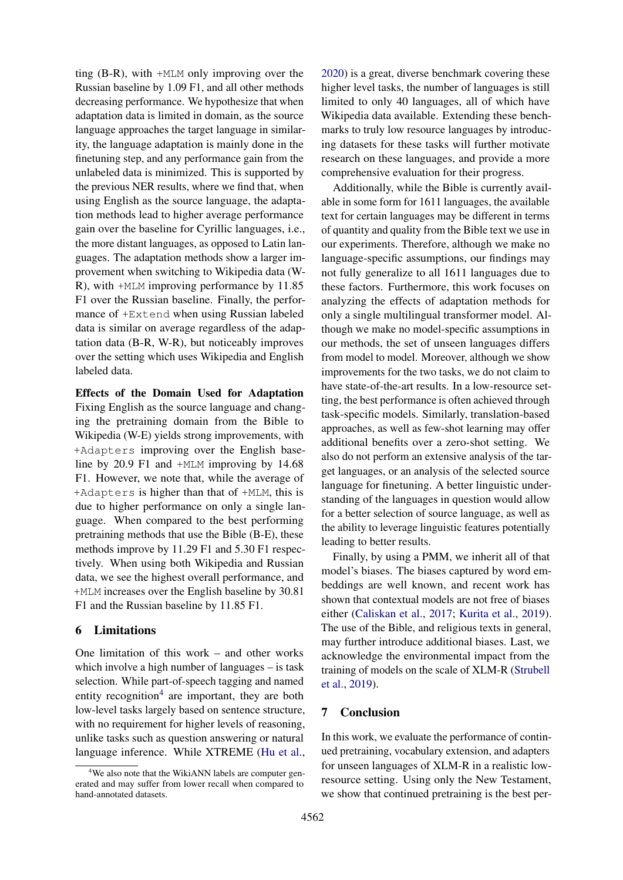ting (B-R), with +MLM only improving over the Russian baseline by 1.09 F1, and all other methods decreasing performance. We hypothesize that when adaptation data is limited in domain, as the source language approaches the target language in similarity, the language adaptation is mainly done in the finetuning step, and any performance gain from the unlabeled data is minimized. This is supported by the previous NER results, where we find that, when using English as the source language, the adaptation methods lead to higher average performance gain over the baseline for Cyrillic languages, i.e., the more distant languages, as opposed to Latin languages. The adaptation methods show a larger improvement when switching to Wikipedia data (W-R), with +MLM improving performance by 11.85 F1 over the Russian baseline. Finally, the performance of +Extend when using Russian labeled data is similar on average regardless of the adaptation data (B-R, W-R), but noticeably improves over the setting which uses Wikipedia and English labeled data.

**Effects of the Domain Used for Adaptation** Fixing English as the source language and changing the pretraining domain from the Bible to Wikipedia (W-E) yields strong improvements, with +Adapters improving over the English baseline by 20.9 F1 and +MLM improving by 14.68 F1. However, we note that, while the average of +Adapters is higher than that of +MLM, this is due to higher performance on only a single language. When compared to the best performing pretraining methods that use the Bible (B-E), these methods improve by 11.29 F1 and 5.30 F1 respectively. When using both Wikipedia and Russian data, we see the highest overall performance, and +MLM increases over the English baseline by 30.81 F1 and the Russian baseline by 11.85 F1.

## 6 Limitations

One limitation of this work – and other works which involve a high number of languages – is task selection. While part-of-speech tagging and named entity recognition[4] are important, they are both low-level tasks largely based on sentence structure, with no requirement for higher levels of reasoning, unlike tasks such as question answering or natural language inference. While XTREME (Hu et al., 2020) is a great, diverse benchmark covering these higher level tasks, the number of languages is still limited to only 40 languages, all of which have Wikipedia data available. Extending these benchmarks to truly low resource languages by introducing datasets for these tasks will further motivate research on these languages, and provide a more comprehensive evaluation for their progress.

Additionally, while the Bible is currently available in some form for 1611 languages, the available text for certain languages may be different in terms of quantity and quality from the Bible text we use in our experiments. Therefore, although we make no language-specific assumptions, our findings may not fully generalize to all 1611 languages due to these factors. Furthermore, this work focuses on analyzing the effects of adaptation methods for only a single multilingual transformer model. Although we make no model-specific assumptions in our methods, the set of unseen languages differs from model to model. Moreover, although we show improvements for the two tasks, we do not claim to have state-of-the-art results. In a low-resource setting, the best performance is often achieved through task-specific models. Similarly, translation-based approaches, as well as few-shot learning may offer additional benefits over a zero-shot setting. We also do not perform an extensive analysis of the target languages, or an analysis of the selected source language for finetuning. A better linguistic understanding of the languages in question would allow for a better selection of source language, as well as the ability to leverage linguistic features potentially leading to better results.

Finally, by using a PMM, we inherit all of that model's biases. The biases captured by word embeddings are well known, and recent work has shown that contextual models are not free of biases either (Caliskan et al., 2017; Kurita et al., 2019). The use of the Bible, and religious texts in general, may further introduce additional biases. Last, we acknowledge the environmental impact from the training of models on the scale of XLM-R (Strubell et al., 2019).

## 7 Conclusion

In this work, we evaluate the performance of continued pretraining, vocabulary extension, and adapters for unseen languages of XLM-R in a realistic low-resource setting. Using only the New Testament, we show that continued pretraining is the best per-

[4] We also note that the WikiANN labels are computer generated and may suffer from lower recall when compared to hand-annotated datasets.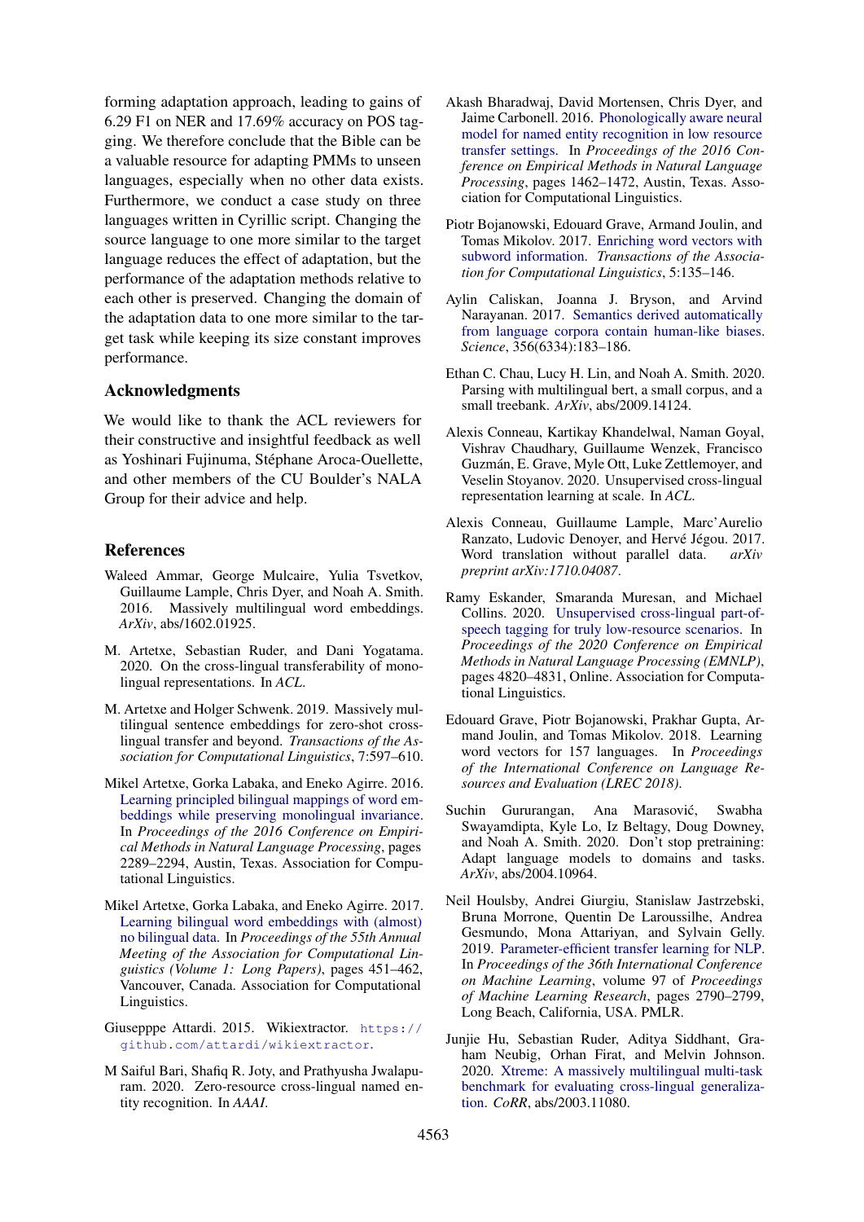forming adaptation approach, leading to gains of 6.29 F1 on NER and 17.69% accuracy on POS tagging. We therefore conclude that the Bible can be a valuable resource for adapting PMMs to unseen languages, especially when no other data exists. Furthermore, we conduct a case study on three languages written in Cyrillic script. Changing the source language to one more similar to the target language reduces the effect of adaptation, but the performance of the adaptation methods relative to each other is preserved. Changing the domain of the adaptation data to one more similar to the target task while keeping its size constant improves performance.

## Acknowledgments

We would like to thank the ACL reviewers for their constructive and insightful feedback as well as Yoshinari Fujinuma, Stéphane Aroca-Ouellette, and other members of the CU Boulder's NALA Group for their advice and help.

## References

Waleed Ammar, George Mulcaire, Yulia Tsvetkov, Guillaume Lample, Chris Dyer, and Noah A. Smith. 2016. Massively multilingual word embeddings. *ArXiv*, abs/1602.01925.

M. Artetxe, Sebastian Ruder, and Dani Yogatama. 2020. On the cross-lingual transferability of monolingual representations. In *ACL*.

M. Artetxe and Holger Schwenk. 2019. Massively multilingual sentence embeddings for zero-shot cross-lingual transfer and beyond. *Transactions of the Association for Computational Linguistics*, 7:597–610.

Mikel Artetxe, Gorka Labaka, and Eneko Agirre. 2016. Learning principled bilingual mappings of word embeddings while preserving monolingual invariance. In *Proceedings of the 2016 Conference on Empirical Methods in Natural Language Processing*, pages 2289–2294, Austin, Texas. Association for Computational Linguistics.

Mikel Artetxe, Gorka Labaka, and Eneko Agirre. 2017. Learning bilingual word embeddings with (almost) no bilingual data. In *Proceedings of the 55th Annual Meeting of the Association for Computational Linguistics (Volume 1: Long Papers)*, pages 451–462, Vancouver, Canada. Association for Computational Linguistics.

Giusepppe Attardi. 2015. Wikiextractor. `https://github.com/attardi/wikiextractor`.

M Saiful Bari, Shafiq R. Joty, and Prathyusha Jwalapuram. 2020. Zero-resource cross-lingual named entity recognition. In *AAAI*.

Akash Bharadwaj, David Mortensen, Chris Dyer, and Jaime Carbonell. 2016. Phonologically aware neural model for named entity recognition in low resource transfer settings. In *Proceedings of the 2016 Conference on Empirical Methods in Natural Language Processing*, pages 1462–1472, Austin, Texas. Association for Computational Linguistics.

Piotr Bojanowski, Edouard Grave, Armand Joulin, and Tomas Mikolov. 2017. Enriching word vectors with subword information. *Transactions of the Association for Computational Linguistics*, 5:135–146.

Aylin Caliskan, Joanna J. Bryson, and Arvind Narayanan. 2017. Semantics derived automatically from language corpora contain human-like biases. *Science*, 356(6334):183–186.

Ethan C. Chau, Lucy H. Lin, and Noah A. Smith. 2020. Parsing with multilingual bert, a small corpus, and a small treebank. *ArXiv*, abs/2009.14124.

Alexis Conneau, Kartikay Khandelwal, Naman Goyal, Vishrav Chaudhary, Guillaume Wenzek, Francisco Guzmán, E. Grave, Myle Ott, Luke Zettlemoyer, and Veselin Stoyanov. 2020. Unsupervised cross-lingual representation learning at scale. In *ACL*.

Alexis Conneau, Guillaume Lample, Marc'Aurelio Ranzato, Ludovic Denoyer, and Hervé Jégou. 2017. Word translation without parallel data. *arXiv preprint arXiv:1710.04087*.

Ramy Eskander, Smaranda Muresan, and Michael Collins. 2020. Unsupervised cross-lingual part-of-speech tagging for truly low-resource scenarios. In *Proceedings of the 2020 Conference on Empirical Methods in Natural Language Processing (EMNLP)*, pages 4820–4831, Online. Association for Computational Linguistics.

Edouard Grave, Piotr Bojanowski, Prakhar Gupta, Armand Joulin, and Tomas Mikolov. 2018. Learning word vectors for 157 languages. In *Proceedings of the International Conference on Language Resources and Evaluation (LREC 2018)*.

Suchin Gururangan, Ana Marasović, Swabha Swayamdipta, Kyle Lo, Iz Beltagy, Doug Downey, and Noah A. Smith. 2020. Don't stop pretraining: Adapt language models to domains and tasks. *ArXiv*, abs/2004.10964.

Neil Houlsby, Andrei Giurgiu, Stanislaw Jastrzebski, Bruna Morrone, Quentin De Laroussilhe, Andrea Gesmundo, Mona Attariyan, and Sylvain Gelly. 2019. Parameter-efficient transfer learning for NLP. In *Proceedings of the 36th International Conference on Machine Learning*, volume 97 of *Proceedings of Machine Learning Research*, pages 2790–2799, Long Beach, California, USA. PMLR.

Junjie Hu, Sebastian Ruder, Aditya Siddhant, Graham Neubig, Orhan Firat, and Melvin Johnson. 2020. Xtreme: A massively multilingual multi-task benchmark for evaluating cross-lingual generalization. *CoRR*, abs/2003.11080.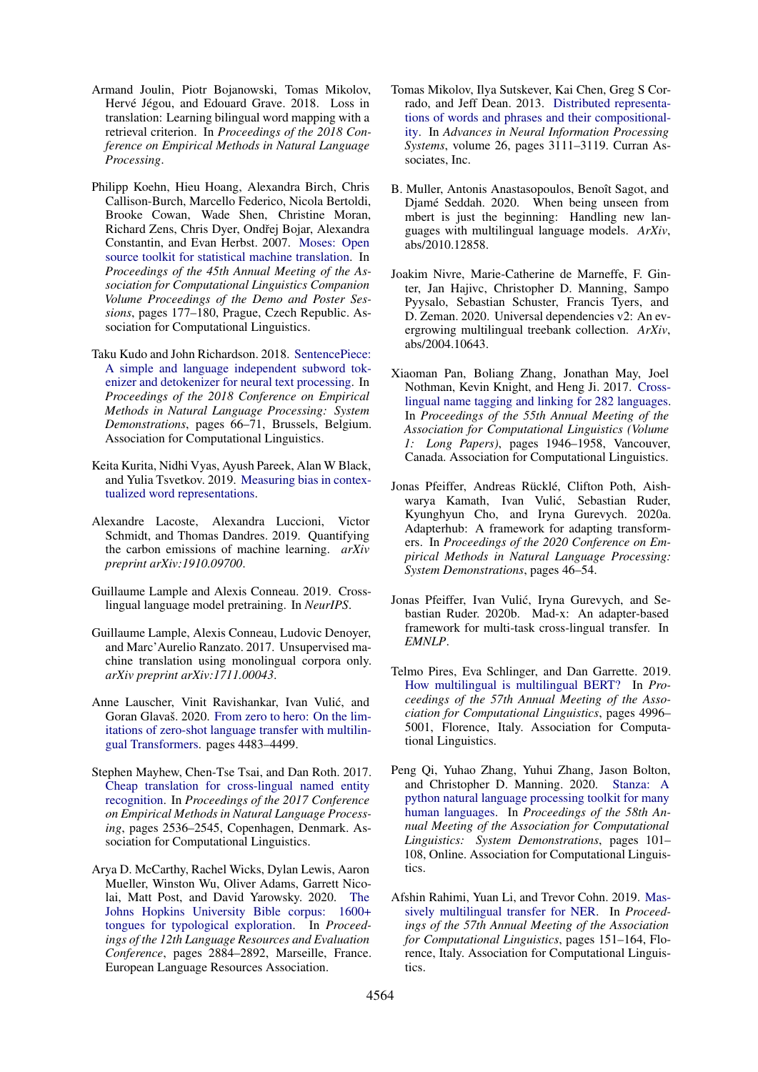Armand Joulin, Piotr Bojanowski, Tomas Mikolov, Hervé Jégou, and Edouard Grave. 2018. Loss in translation: Learning bilingual word mapping with a retrieval criterion. In *Proceedings of the 2018 Conference on Empirical Methods in Natural Language Processing*.

Philipp Koehn, Hieu Hoang, Alexandra Birch, Chris Callison-Burch, Marcello Federico, Nicola Bertoldi, Brooke Cowan, Wade Shen, Christine Moran, Richard Zens, Chris Dyer, Ondřej Bojar, Alexandra Constantin, and Evan Herbst. 2007. Moses: Open source toolkit for statistical machine translation. In *Proceedings of the 45th Annual Meeting of the Association for Computational Linguistics Companion Volume Proceedings of the Demo and Poster Sessions*, pages 177–180, Prague, Czech Republic. Association for Computational Linguistics.

Taku Kudo and John Richardson. 2018. SentencePiece: A simple and language independent subword tokenizer and detokenizer for neural text processing. In *Proceedings of the 2018 Conference on Empirical Methods in Natural Language Processing: System Demonstrations*, pages 66–71, Brussels, Belgium. Association for Computational Linguistics.

Keita Kurita, Nidhi Vyas, Ayush Pareek, Alan W Black, and Yulia Tsvetkov. 2019. Measuring bias in contextualized word representations.

Alexandre Lacoste, Alexandra Luccioni, Victor Schmidt, and Thomas Dandres. 2019. Quantifying the carbon emissions of machine learning. *arXiv preprint arXiv:1910.09700*.

Guillaume Lample and Alexis Conneau. 2019. Cross-lingual language model pretraining. In *NeurIPS*.

Guillaume Lample, Alexis Conneau, Ludovic Denoyer, and Marc'Aurelio Ranzato. 2017. Unsupervised machine translation using monolingual corpora only. *arXiv preprint arXiv:1711.00043*.

Anne Lauscher, Vinit Ravishankar, Ivan Vulić, and Goran Glavaš. 2020. From zero to hero: On the limitations of zero-shot language transfer with multilingual Transformers. pages 4483–4499.

Stephen Mayhew, Chen-Tse Tsai, and Dan Roth. 2017. Cheap translation for cross-lingual named entity recognition. In *Proceedings of the 2017 Conference on Empirical Methods in Natural Language Processing*, pages 2536–2545, Copenhagen, Denmark. Association for Computational Linguistics.

Arya D. McCarthy, Rachel Wicks, Dylan Lewis, Aaron Mueller, Winston Wu, Oliver Adams, Garrett Nicolai, Matt Post, and David Yarowsky. 2020. The Johns Hopkins University Bible corpus: 1600+ tongues for typological exploration. In *Proceedings of the 12th Language Resources and Evaluation Conference*, pages 2884–2892, Marseille, France. European Language Resources Association.

Tomas Mikolov, Ilya Sutskever, Kai Chen, Greg S Corrado, and Jeff Dean. 2013. Distributed representations of words and phrases and their compositionality. In *Advances in Neural Information Processing Systems*, volume 26, pages 3111–3119. Curran Associates, Inc.

B. Muller, Antonis Anastasopoulos, Benoît Sagot, and Djamé Seddah. 2020. When being unseen from mbert is just the beginning: Handling new languages with multilingual language models. *ArXiv*, abs/2010.12858.

Joakim Nivre, Marie-Catherine de Marneffe, F. Ginter, Jan Hajivc, Christopher D. Manning, Sampo Pyysalo, Sebastian Schuster, Francis Tyers, and D. Zeman. 2020. Universal dependencies v2: An evergrowing multilingual treebank collection. *ArXiv*, abs/2004.10643.

Xiaoman Pan, Boliang Zhang, Jonathan May, Joel Nothman, Kevin Knight, and Heng Ji. 2017. Cross-lingual name tagging and linking for 282 languages. In *Proceedings of the 55th Annual Meeting of the Association for Computational Linguistics (Volume 1: Long Papers)*, pages 1946–1958, Vancouver, Canada. Association for Computational Linguistics.

Jonas Pfeiffer, Andreas Rücklé, Clifton Poth, Aishwarya Kamath, Ivan Vulić, Sebastian Ruder, Kyunghyun Cho, and Iryna Gurevych. 2020a. Adapterhub: A framework for adapting transformers. In *Proceedings of the 2020 Conference on Empirical Methods in Natural Language Processing: System Demonstrations*, pages 46–54.

Jonas Pfeiffer, Ivan Vulić, Iryna Gurevych, and Sebastian Ruder. 2020b. Mad-x: An adapter-based framework for multi-task cross-lingual transfer. In *EMNLP*.

Telmo Pires, Eva Schlinger, and Dan Garrette. 2019. How multilingual is multilingual BERT? In *Proceedings of the 57th Annual Meeting of the Association for Computational Linguistics*, pages 4996–5001, Florence, Italy. Association for Computational Linguistics.

Peng Qi, Yuhao Zhang, Yuhui Zhang, Jason Bolton, and Christopher D. Manning. 2020. Stanza: A python natural language processing toolkit for many human languages. In *Proceedings of the 58th Annual Meeting of the Association for Computational Linguistics: System Demonstrations*, pages 101–108, Online. Association for Computational Linguistics.

Afshin Rahimi, Yuan Li, and Trevor Cohn. 2019. Massively multilingual transfer for NER. In *Proceedings of the 57th Annual Meeting of the Association for Computational Linguistics*, pages 151–164, Florence, Italy. Association for Computational Linguistics.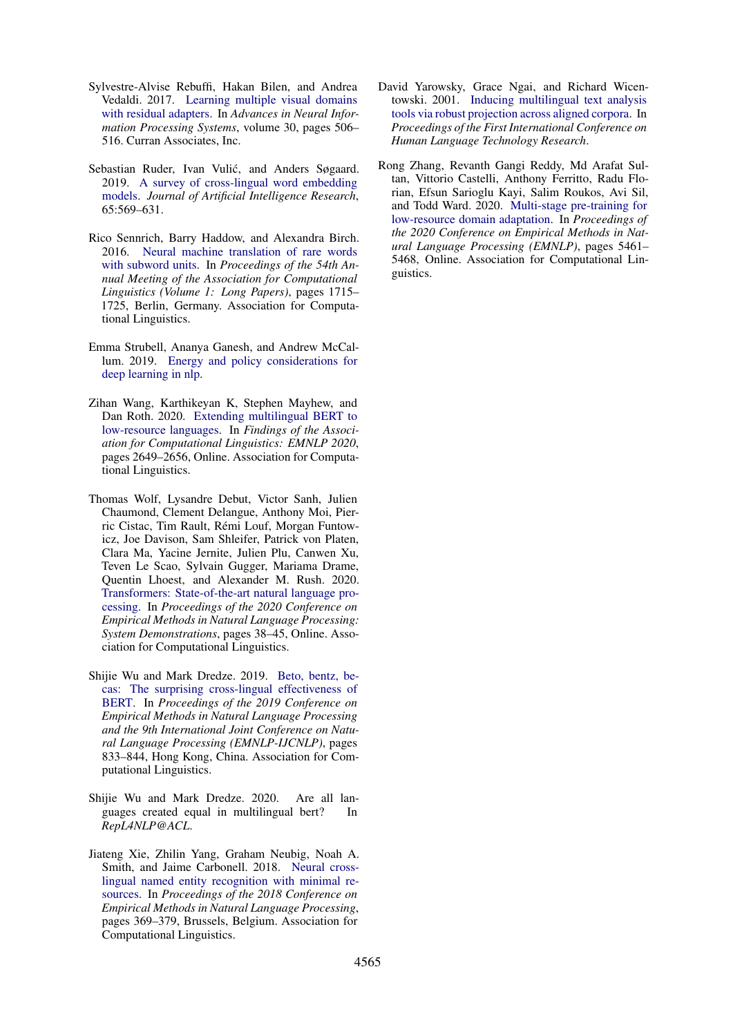Sylvestre-Alvise Rebuffi, Hakan Bilen, and Andrea Vedaldi. 2017. Learning multiple visual domains with residual adapters. In *Advances in Neural Information Processing Systems*, volume 30, pages 506–516. Curran Associates, Inc.

Sebastian Ruder, Ivan Vulić, and Anders Søgaard. 2019. A survey of cross-lingual word embedding models. *Journal of Artificial Intelligence Research*, 65:569–631.

Rico Sennrich, Barry Haddow, and Alexandra Birch. 2016. Neural machine translation of rare words with subword units. In *Proceedings of the 54th Annual Meeting of the Association for Computational Linguistics (Volume 1: Long Papers)*, pages 1715–1725, Berlin, Germany. Association for Computational Linguistics.

Emma Strubell, Ananya Ganesh, and Andrew McCallum. 2019. Energy and policy considerations for deep learning in nlp.

Zihan Wang, Karthikeyan K, Stephen Mayhew, and Dan Roth. 2020. Extending multilingual BERT to low-resource languages. In *Findings of the Association for Computational Linguistics: EMNLP 2020*, pages 2649–2656, Online. Association for Computational Linguistics.

Thomas Wolf, Lysandre Debut, Victor Sanh, Julien Chaumond, Clement Delangue, Anthony Moi, Pierric Cistac, Tim Rault, Rémi Louf, Morgan Funtowicz, Joe Davison, Sam Shleifer, Patrick von Platen, Clara Ma, Yacine Jernite, Julien Plu, Canwen Xu, Teven Le Scao, Sylvain Gugger, Mariama Drame, Quentin Lhoest, and Alexander M. Rush. 2020. Transformers: State-of-the-art natural language processing. In *Proceedings of the 2020 Conference on Empirical Methods in Natural Language Processing: System Demonstrations*, pages 38–45, Online. Association for Computational Linguistics.

Shijie Wu and Mark Dredze. 2019. Beto, bentz, becas: The surprising cross-lingual effectiveness of BERT. In *Proceedings of the 2019 Conference on Empirical Methods in Natural Language Processing and the 9th International Joint Conference on Natural Language Processing (EMNLP-IJCNLP)*, pages 833–844, Hong Kong, China. Association for Computational Linguistics.

Shijie Wu and Mark Dredze. 2020. Are all languages created equal in multilingual bert? In *RepL4NLP@ACL*.

Jiateng Xie, Zhilin Yang, Graham Neubig, Noah A. Smith, and Jaime Carbonell. 2018. Neural cross-lingual named entity recognition with minimal resources. In *Proceedings of the 2018 Conference on Empirical Methods in Natural Language Processing*, pages 369–379, Brussels, Belgium. Association for Computational Linguistics.

David Yarowsky, Grace Ngai, and Richard Wicentowski. 2001. Inducing multilingual text analysis tools via robust projection across aligned corpora. In *Proceedings of the First International Conference on Human Language Technology Research*.

Rong Zhang, Revanth Gangi Reddy, Md Arafat Sultan, Vittorio Castelli, Anthony Ferritto, Radu Florian, Efsun Sarioglu Kayi, Salim Roukos, Avi Sil, and Todd Ward. 2020. Multi-stage pre-training for low-resource domain adaptation. In *Proceedings of the 2020 Conference on Empirical Methods in Natural Language Processing (EMNLP)*, pages 5461–5468, Online. Association for Computational Linguistics.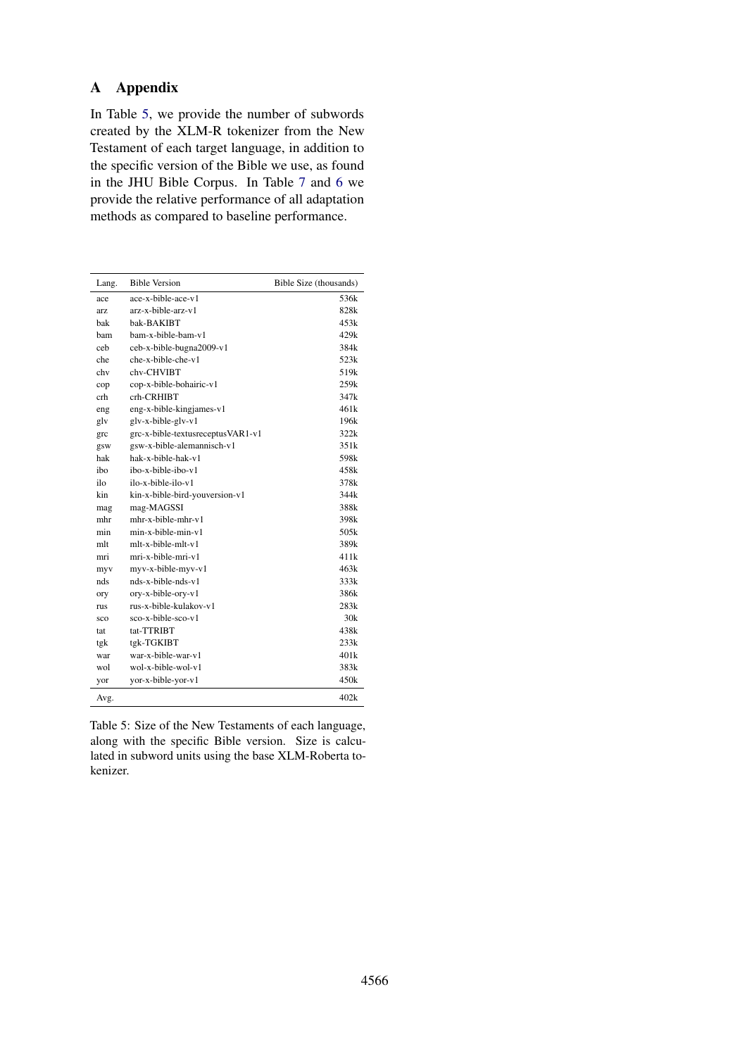# A Appendix

In Table 5, we provide the number of subwords created by the XLM-R tokenizer from the New Testament of each target language, in addition to the specific version of the Bible we use, as found in the JHU Bible Corpus. In Table 7 and 6 we provide the relative performance of all adaptation methods as compared to baseline performance.

| Lang. | Bible Version | Bible Size (thousands) |
|---|---|---|
| ace | ace-x-bible-ace-v1 | 536k |
| arz | arz-x-bible-arz-v1 | 828k |
| bak | bak-BAKIBT | 453k |
| bam | bam-x-bible-bam-v1 | 429k |
| ceb | ceb-x-bible-bugna2009-v1 | 384k |
| che | che-x-bible-che-v1 | 523k |
| chv | chv-CHVIBT | 519k |
| cop | cop-x-bible-bohairic-v1 | 259k |
| crh | crh-CRHIBT | 347k |
| eng | eng-x-bible-kingjames-v1 | 461k |
| glv | glv-x-bible-glv-v1 | 196k |
| grc | grc-x-bible-textusreceptusVAR1-v1 | 322k |
| gsw | gsw-x-bible-alemannisch-v1 | 351k |
| hak | hak-x-bible-hak-v1 | 598k |
| ibo | ibo-x-bible-ibo-v1 | 458k |
| ilo | ilo-x-bible-ilo-v1 | 378k |
| kin | kin-x-bible-bird-youversion-v1 | 344k |
| mag | mag-MAGSSI | 388k |
| mhr | mhr-x-bible-mhr-v1 | 398k |
| min | min-x-bible-min-v1 | 505k |
| mlt | mlt-x-bible-mlt-v1 | 389k |
| mri | mri-x-bible-mri-v1 | 411k |
| myv | myv-x-bible-myv-v1 | 463k |
| nds | nds-x-bible-nds-v1 | 333k |
| ory | ory-x-bible-ory-v1 | 386k |
| rus | rus-x-bible-kulakov-v1 | 283k |
| sco | sco-x-bible-sco-v1 | 30k |
| tat | tat-TTRIBT | 438k |
| tgk | tgk-TGKIBT | 233k |
| war | war-x-bible-war-v1 | 401k |
| wol | wol-x-bible-wol-v1 | 383k |
| yor | yor-x-bible-yor-v1 | 450k |
| Avg. | | 402k |

Table 5: Size of the New Testaments of each language, along with the specific Bible version. Size is calculated in subword units using the base XLM-Roberta tokenizer.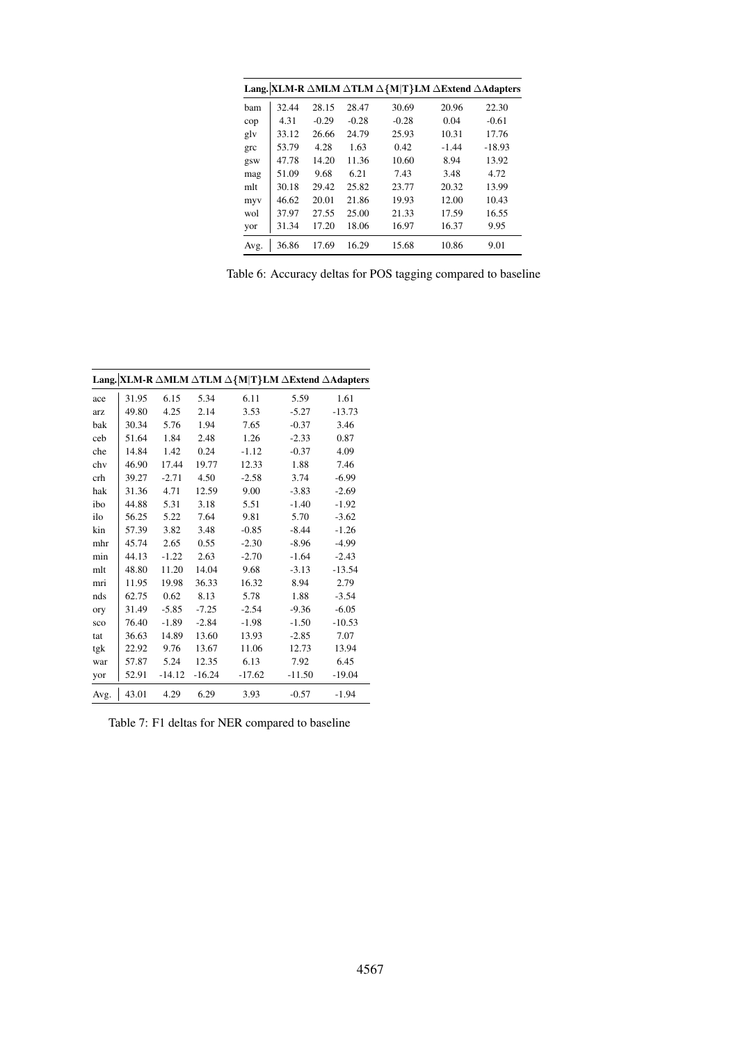| Lang. | XLM-R | ΔMLM | ΔTLM | Δ{M\|T}LM | ΔExtend | ΔAdapters |
|---|---|---|---|---|---|---|
| bam | 32.44 | 28.15 | 28.47 | 30.69 | 20.96 | 22.30 |
| cop | 4.31 | -0.29 | -0.28 | -0.28 | 0.04 | -0.61 |
| glv | 33.12 | 26.66 | 24.79 | 25.93 | 10.31 | 17.76 |
| grc | 53.79 | 4.28 | 1.63 | 0.42 | -1.44 | -18.93 |
| gsw | 47.78 | 14.20 | 11.36 | 10.60 | 8.94 | 13.92 |
| mag | 51.09 | 9.68 | 6.21 | 7.43 | 3.48 | 4.72 |
| mlt | 30.18 | 29.42 | 25.82 | 23.77 | 20.32 | 13.99 |
| myv | 46.62 | 20.01 | 21.86 | 19.93 | 12.00 | 10.43 |
| wol | 37.97 | 27.55 | 25.00 | 21.33 | 17.59 | 16.55 |
| yor | 31.34 | 17.20 | 18.06 | 16.97 | 16.37 | 9.95 |
| Avg. | 36.86 | 17.69 | 16.29 | 15.68 | 10.86 | 9.01 |

Table 6: Accuracy deltas for POS tagging compared to baseline

| Lang. | XLM-R | ΔMLM | ΔTLM | Δ{M\|T}LM | ΔExtend | ΔAdapters |
|---|---|---|---|---|---|---|
| ace | 31.95 | 6.15 | 5.34 | 6.11 | 5.59 | 1.61 |
| arz | 49.80 | 4.25 | 2.14 | 3.53 | -5.27 | -13.73 |
| bak | 30.34 | 5.76 | 1.94 | 7.65 | -0.37 | 3.46 |
| ceb | 51.64 | 1.84 | 2.48 | 1.26 | -2.33 | 0.87 |
| che | 14.84 | 1.42 | 0.24 | -1.12 | -0.37 | 4.09 |
| chv | 46.90 | 17.44 | 19.77 | 12.33 | 1.88 | 7.46 |
| crh | 39.27 | -2.71 | 4.50 | -2.58 | 3.74 | -6.99 |
| hak | 31.36 | 4.71 | 12.59 | 9.00 | -3.83 | -2.69 |
| ibo | 44.88 | 5.31 | 3.18 | 5.51 | -1.40 | -1.92 |
| ilo | 56.25 | 5.22 | 7.64 | 9.81 | 5.70 | -3.62 |
| kin | 57.39 | 3.82 | 3.48 | -0.85 | -8.44 | -1.26 |
| mhr | 45.74 | 2.65 | 0.55 | -2.30 | -8.96 | -4.99 |
| min | 44.13 | -1.22 | 2.63 | -2.70 | -1.64 | -2.43 |
| mlt | 48.80 | 11.20 | 14.04 | 9.68 | -3.13 | -13.54 |
| mri | 11.95 | 19.98 | 36.33 | 16.32 | 8.94 | 2.79 |
| nds | 62.75 | 0.62 | 8.13 | 5.78 | 1.88 | -3.54 |
| ory | 31.49 | -5.85 | -7.25 | -2.54 | -9.36 | -6.05 |
| sco | 76.40 | -1.89 | -2.84 | -1.98 | -1.50 | -10.53 |
| tat | 36.63 | 14.89 | 13.60 | 13.93 | -2.85 | 7.07 |
| tgk | 22.92 | 9.76 | 13.67 | 11.06 | 12.73 | 13.94 |
| war | 57.87 | 5.24 | 12.35 | 6.13 | 7.92 | 6.45 |
| yor | 52.91 | -14.12 | -16.24 | -17.62 | -11.50 | -19.04 |
| Avg. | 43.01 | 4.29 | 6.29 | 3.93 | -0.57 | -1.94 |

Table 7: F1 deltas for NER compared to baseline